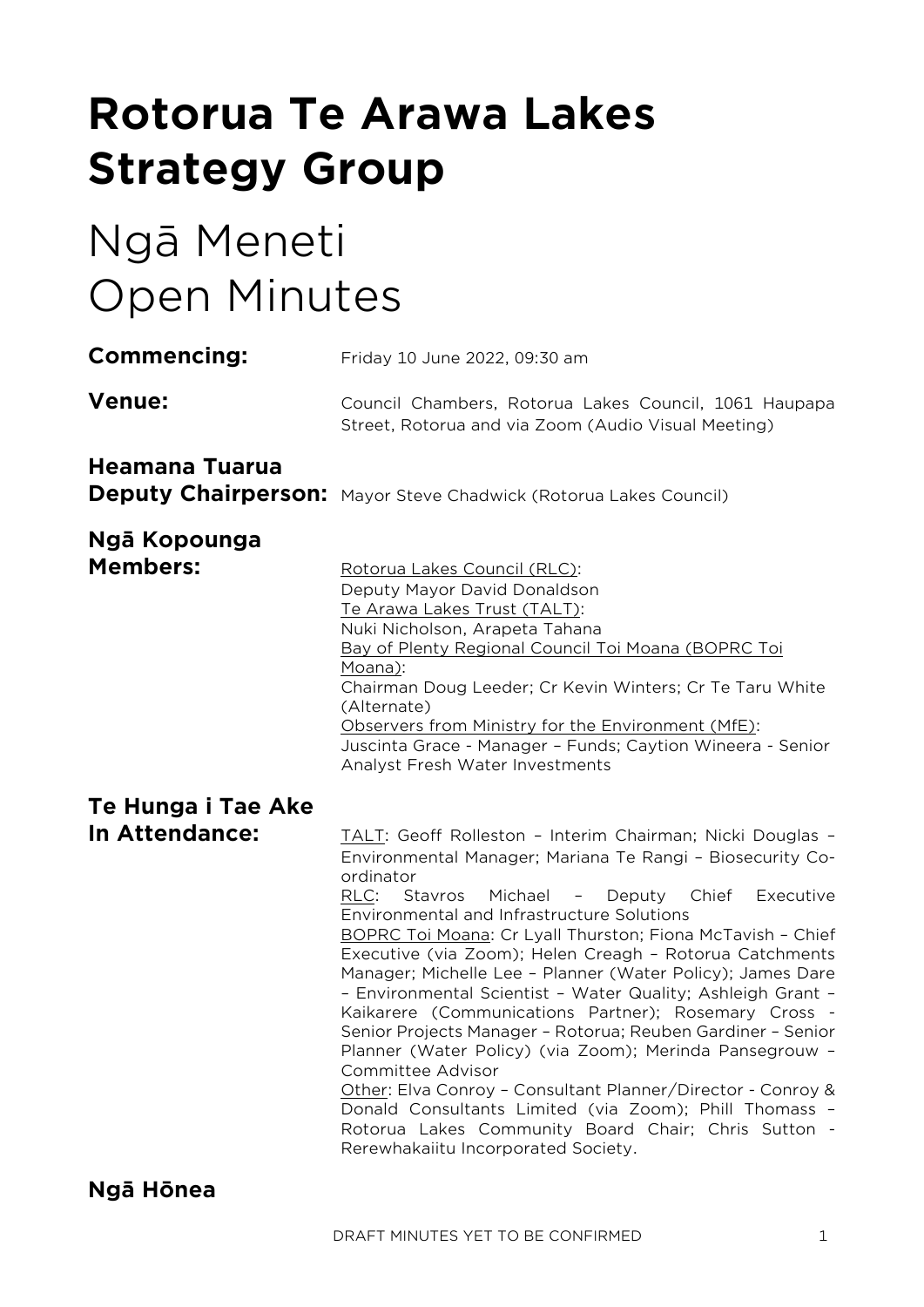# Rotorua Te Arawa Lakes Strategy Group

# Ngā Meneti
# Open Minutes

**Commencing:** Friday 10 June 2022, 09:30 am

**Venue:** Council Chambers, Rotorua Lakes Council, 1061 Haupapa Street, Rotorua and via Zoom (Audio Visual Meeting)

**Heamana Tuarua**
**Deputy Chairperson:** Mayor Steve Chadwick (Rotorua Lakes Council)

**Ngā Kopounga**
**Members:**

Rotorua Lakes Council (RLC):
Deputy Mayor David Donaldson
Te Arawa Lakes Trust (TALT):
Nuki Nicholson, Arapeta Tahana
Bay of Plenty Regional Council Toi Moana (BOPRC Toi Moana):
Chairman Doug Leeder; Cr Kevin Winters; Cr Te Taru White (Alternate)
Observers from Ministry for the Environment (MfE):
Juscinta Grace - Manager – Funds; Caytion Wineera - Senior Analyst Fresh Water Investments

**Te Hunga i Tae Ake**
**In Attendance:**

TALT: Geoff Rolleston – Interim Chairman; Nicki Douglas – Environmental Manager; Mariana Te Rangi – Biosecurity Co-ordinator
RLC: Stavros Michael – Deputy Chief Executive Environmental and Infrastructure Solutions
BOPRC Toi Moana: Cr Lyall Thurston; Fiona McTavish – Chief Executive (via Zoom); Helen Creagh – Rotorua Catchments Manager; Michelle Lee – Planner (Water Policy); James Dare – Environmental Scientist – Water Quality; Ashleigh Grant – Kaikarere (Communications Partner); Rosemary Cross - Senior Projects Manager – Rotorua; Reuben Gardiner – Senior Planner (Water Policy) (via Zoom); Merinda Pansegrouw – Committee Advisor
Other: Elva Conroy – Consultant Planner/Director - Conroy & Donald Consultants Limited (via Zoom); Phill Thomass – Rotorua Lakes Community Board Chair; Chris Sutton - Rerewhakaiitu Incorporated Society.

**Ngā Hōnea**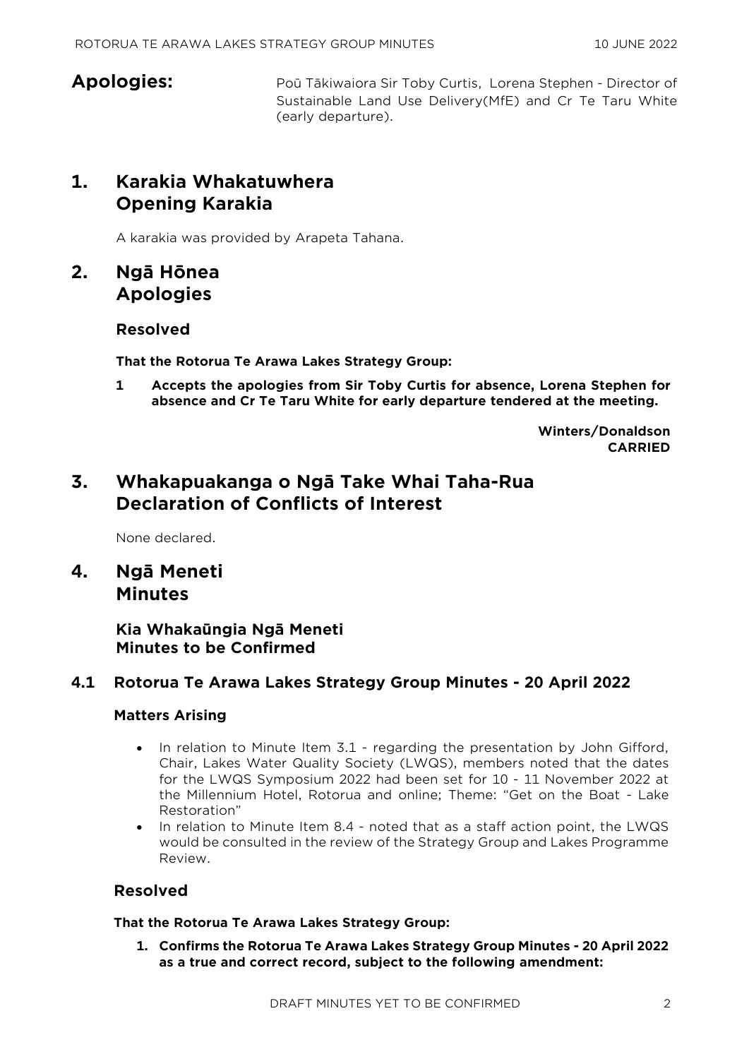**Apologies:** Poū Tākiwaiora Sir Toby Curtis, Lorena Stephen - Director of Sustainable Land Use Delivery(MfE) and Cr Te Taru White (early departure).

## 1. Karakia Whakatuwhera
## Opening Karakia

A karakia was provided by Arapeta Tahana.

## 2. Ngā Hōnea
## Apologies

### Resolved

**That the Rotorua Te Arawa Lakes Strategy Group:**

**1 Accepts the apologies from Sir Toby Curtis for absence, Lorena Stephen for absence and Cr Te Taru White for early departure tendered at the meeting.**

**Winters/Donaldson**
**CARRIED**

## 3. Whakapuakanga o Ngā Take Whai Taha-Rua
## Declaration of Conflicts of Interest

None declared.

## 4. Ngā Meneti
## Minutes

### Kia Whakaūngia Ngā Meneti
### Minutes to be Confirmed

### 4.1 Rotorua Te Arawa Lakes Strategy Group Minutes - 20 April 2022

**Matters Arising**

- In relation to Minute Item 3.1 - regarding the presentation by John Gifford, Chair, Lakes Water Quality Society (LWQS), members noted that the dates for the LWQS Symposium 2022 had been set for 10 - 11 November 2022 at the Millennium Hotel, Rotorua and online; Theme: "Get on the Boat - Lake Restoration"
- In relation to Minute Item 8.4 - noted that as a staff action point, the LWQS would be consulted in the review of the Strategy Group and Lakes Programme Review.

### Resolved

**That the Rotorua Te Arawa Lakes Strategy Group:**

**1. Confirms the Rotorua Te Arawa Lakes Strategy Group Minutes - 20 April 2022 as a true and correct record, subject to the following amendment:**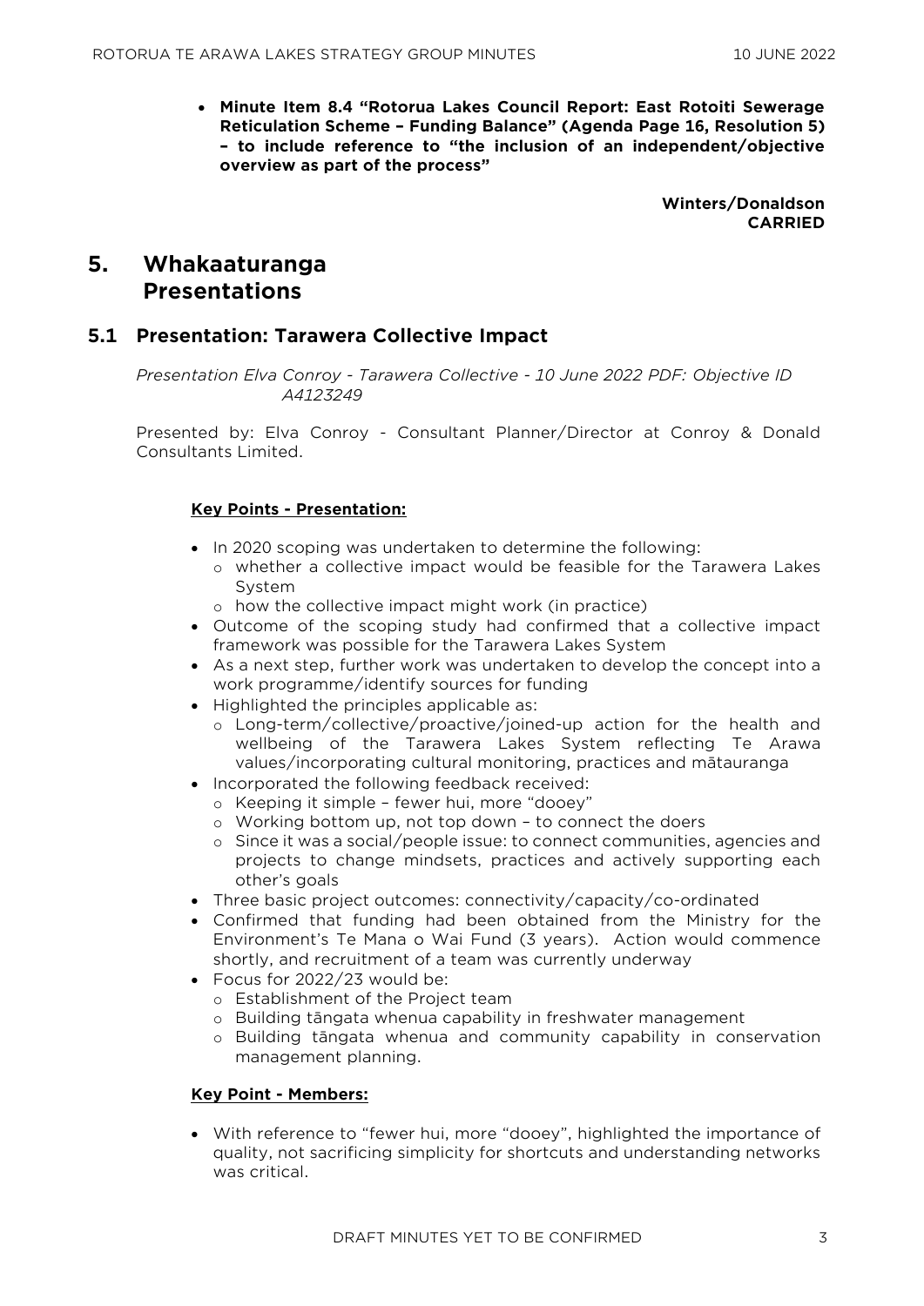- **Minute Item 8.4 "Rotorua Lakes Council Report: East Rotoiti Sewerage Reticulation Scheme – Funding Balance" (Agenda Page 16, Resolution 5) – to include reference to "the inclusion of an independent/objective overview as part of the process"**

**Winters/Donaldson**
**CARRIED**

## 5. Whakaaturanga Presentations

### 5.1 Presentation: Tarawera Collective Impact

*Presentation Elva Conroy - Tarawera Collective - 10 June 2022 PDF: Objective ID A4123249*

Presented by: Elva Conroy - Consultant Planner/Director at Conroy & Donald Consultants Limited.

**Key Points - Presentation:**

- In 2020 scoping was undertaken to determine the following:
  - whether a collective impact would be feasible for the Tarawera Lakes System
  - how the collective impact might work (in practice)
- Outcome of the scoping study had confirmed that a collective impact framework was possible for the Tarawera Lakes System
- As a next step, further work was undertaken to develop the concept into a work programme/identify sources for funding
- Highlighted the principles applicable as:
  - Long-term/collective/proactive/joined-up action for the health and wellbeing of the Tarawera Lakes System reflecting Te Arawa values/incorporating cultural monitoring, practices and mātauranga
- Incorporated the following feedback received:
  - Keeping it simple – fewer hui, more "dooey"
  - Working bottom up, not top down – to connect the doers
  - Since it was a social/people issue: to connect communities, agencies and projects to change mindsets, practices and actively supporting each other's goals
- Three basic project outcomes: connectivity/capacity/co-ordinated
- Confirmed that funding had been obtained from the Ministry for the Environment's Te Mana o Wai Fund (3 years). Action would commence shortly, and recruitment of a team was currently underway
- Focus for 2022/23 would be:
  - Establishment of the Project team
  - Building tāngata whenua capability in freshwater management
  - Building tāngata whenua and community capability in conservation management planning.

**Key Point - Members:**

- With reference to "fewer hui, more "dooey", highlighted the importance of quality, not sacrificing simplicity for shortcuts and understanding networks was critical.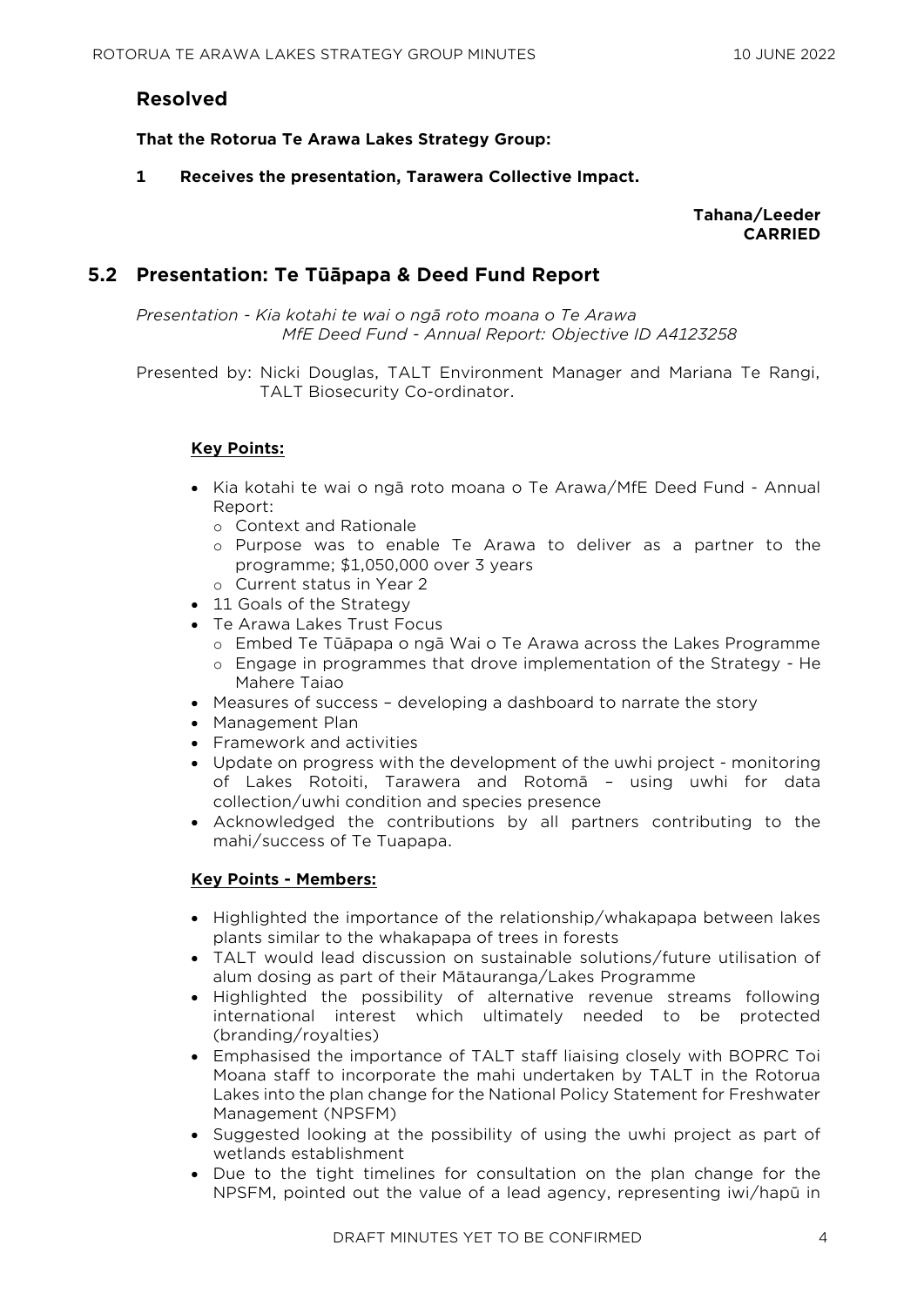### Resolved

**That the Rotorua Te Arawa Lakes Strategy Group:**

**1 Receives the presentation, Tarawera Collective Impact.**

**Tahana/Leeder**
**CARRIED**

## 5.2 Presentation: Te Tūāpapa & Deed Fund Report

Presentation - *Kia kotahi te wai o ngā roto moana o Te Arawa*
*MfE Deed Fund - Annual Report: Objective ID A4123258*

Presented by: Nicki Douglas, TALT Environment Manager and Mariana Te Rangi, TALT Biosecurity Co-ordinator.

**Key Points:**

- Kia kotahi te wai o ngā roto moana o Te Arawa/MfE Deed Fund - Annual Report:
  - Context and Rationale
  - Purpose was to enable Te Arawa to deliver as a partner to the programme; $1,050,000 over 3 years
  - Current status in Year 2
- 11 Goals of the Strategy
- Te Arawa Lakes Trust Focus
  - Embed Te Tūāpapa o ngā Wai o Te Arawa across the Lakes Programme
  - Engage in programmes that drove implementation of the Strategy - He Mahere Taiao
- Measures of success – developing a dashboard to narrate the story
- Management Plan
- Framework and activities
- Update on progress with the development of the uwhi project - monitoring of Lakes Rotoiti, Tarawera and Rotomā – using uwhi for data collection/uwhi condition and species presence
- Acknowledged the contributions by all partners contributing to the mahi/success of Te Tuapapa.

**Key Points - Members:**

- Highlighted the importance of the relationship/whakapapa between lakes plants similar to the whakapapa of trees in forests
- TALT would lead discussion on sustainable solutions/future utilisation of alum dosing as part of their Mātauranga/Lakes Programme
- Highlighted the possibility of alternative revenue streams following international interest which ultimately needed to be protected (branding/royalties)
- Emphasised the importance of TALT staff liaising closely with BOPRC Toi Moana staff to incorporate the mahi undertaken by TALT in the Rotorua Lakes into the plan change for the National Policy Statement for Freshwater Management (NPSFM)
- Suggested looking at the possibility of using the uwhi project as part of wetlands establishment
- Due to the tight timelines for consultation on the plan change for the NPSFM, pointed out the value of a lead agency, representing iwi/hapū in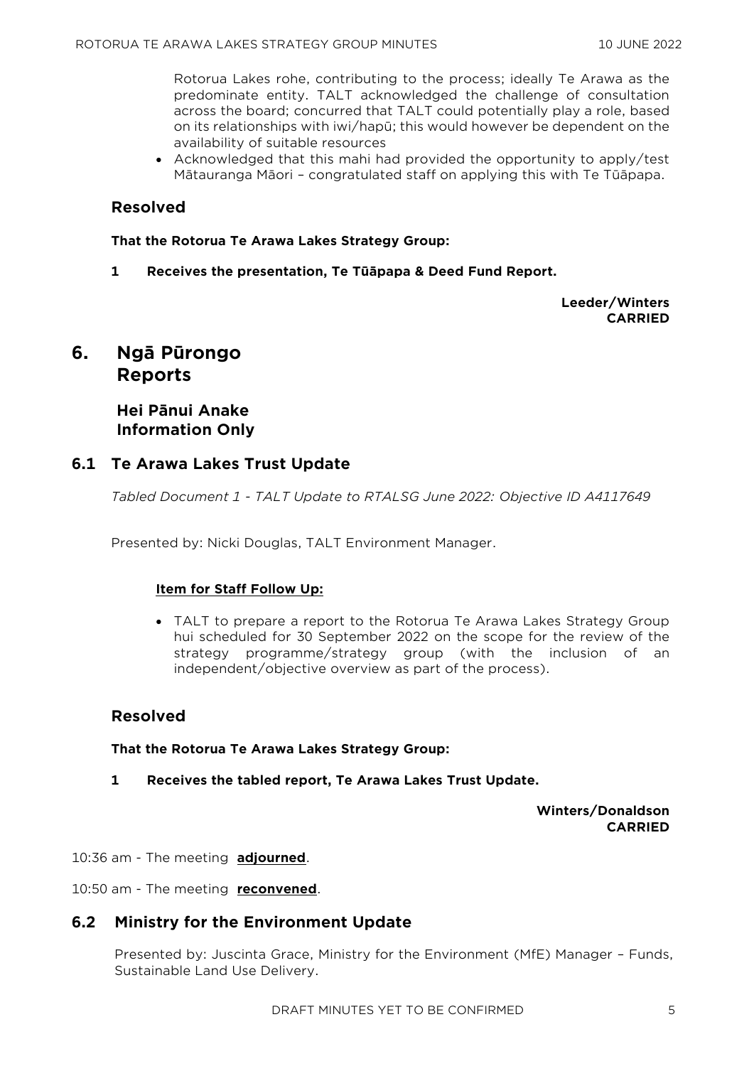Rotorua Lakes rohe, contributing to the process; ideally Te Arawa as the predominate entity. TALT acknowledged the challenge of consultation across the board; concurred that TALT could potentially play a role, based on its relationships with iwi/hapū; this would however be dependent on the availability of suitable resources

- Acknowledged that this mahi had provided the opportunity to apply/test Mātauranga Māori – congratulated staff on applying this with Te Tūāpapa.

### Resolved

**That the Rotorua Te Arawa Lakes Strategy Group:**

**1 Receives the presentation, Te Tūāpapa & Deed Fund Report.**

**Leeder/Winters**
**CARRIED**

# 6. Ngā Pūrongo
# Reports

## Hei Pānui Anake
## Information Only

## 6.1 Te Arawa Lakes Trust Update

*Tabled Document 1 - TALT Update to RTALSG June 2022: Objective ID A4117649*

Presented by: Nicki Douglas, TALT Environment Manager.

**Item for Staff Follow Up:**

- TALT to prepare a report to the Rotorua Te Arawa Lakes Strategy Group hui scheduled for 30 September 2022 on the scope for the review of the strategy programme/strategy group (with the inclusion of an independent/objective overview as part of the process).

### Resolved

**That the Rotorua Te Arawa Lakes Strategy Group:**

**1 Receives the tabled report, Te Arawa Lakes Trust Update.**

**Winters/Donaldson**
**CARRIED**

10:36 am - The meeting **adjourned**.

10:50 am - The meeting **reconvened**.

## 6.2 Ministry for the Environment Update

Presented by: Juscinta Grace, Ministry for the Environment (MfE) Manager – Funds, Sustainable Land Use Delivery.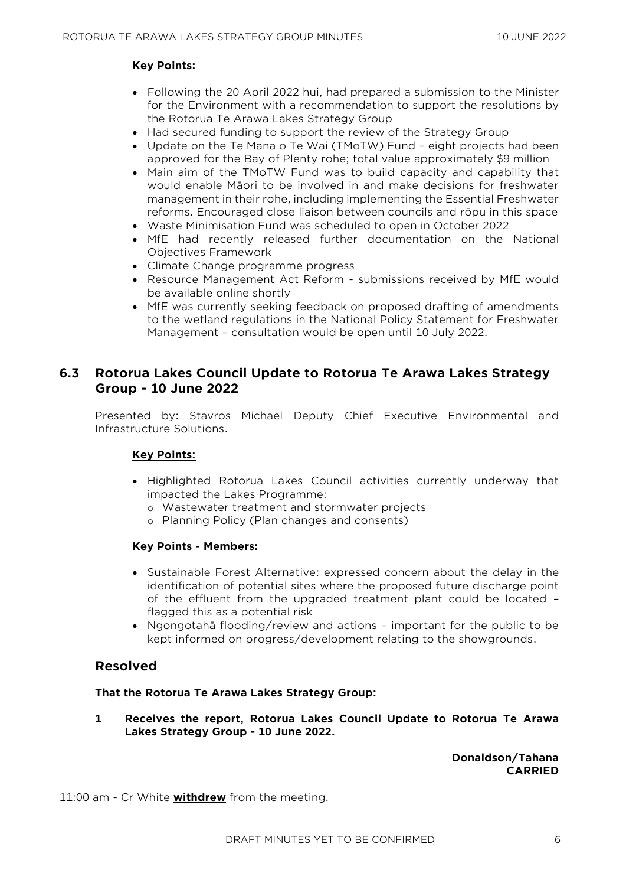**Key Points:**

- Following the 20 April 2022 hui, had prepared a submission to the Minister for the Environment with a recommendation to support the resolutions by the Rotorua Te Arawa Lakes Strategy Group
- Had secured funding to support the review of the Strategy Group
- Update on the Te Mana o Te Wai (TMoTW) Fund – eight projects had been approved for the Bay of Plenty rohe; total value approximately $9 million
- Main aim of the TMoTW Fund was to build capacity and capability that would enable Māori to be involved in and make decisions for freshwater management in their rohe, including implementing the Essential Freshwater reforms. Encouraged close liaison between councils and rōpu in this space
- Waste Minimisation Fund was scheduled to open in October 2022
- MfE had recently released further documentation on the National Objectives Framework
- Climate Change programme progress
- Resource Management Act Reform - submissions received by MfE would be available online shortly
- MfE was currently seeking feedback on proposed drafting of amendments to the wetland regulations in the National Policy Statement for Freshwater Management – consultation would be open until 10 July 2022.

## 6.3 Rotorua Lakes Council Update to Rotorua Te Arawa Lakes Strategy Group - 10 June 2022

Presented by: Stavros Michael Deputy Chief Executive Environmental and Infrastructure Solutions.

**Key Points:**

- Highlighted Rotorua Lakes Council activities currently underway that impacted the Lakes Programme:
  - Wastewater treatment and stormwater projects
  - Planning Policy (Plan changes and consents)

**Key Points - Members:**

- Sustainable Forest Alternative: expressed concern about the delay in the identification of potential sites where the proposed future discharge point of the effluent from the upgraded treatment plant could be located – flagged this as a potential risk
- Ngongotahā flooding/review and actions – important for the public to be kept informed on progress/development relating to the showgrounds.

### Resolved

**That the Rotorua Te Arawa Lakes Strategy Group:**

**1 Receives the report, Rotorua Lakes Council Update to Rotorua Te Arawa Lakes Strategy Group - 10 June 2022.**

**Donaldson/Tahana**
**CARRIED**

11:00 am - Cr White **withdrew** from the meeting.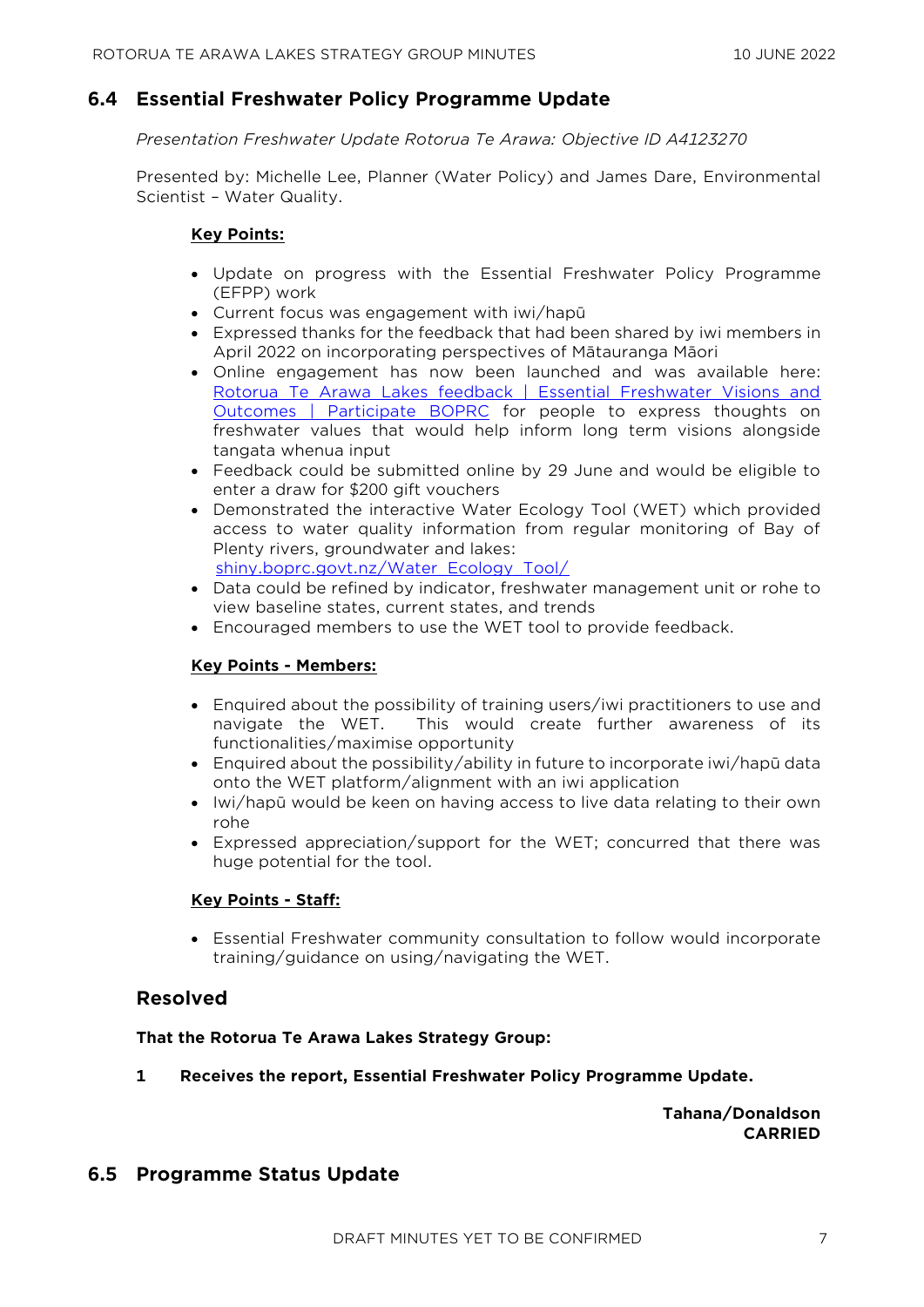## 6.4 Essential Freshwater Policy Programme Update

*Presentation Freshwater Update Rotorua Te Arawa: Objective ID A4123270*

Presented by: Michelle Lee, Planner (Water Policy) and James Dare, Environmental Scientist – Water Quality.

**Key Points:**

- Update on progress with the Essential Freshwater Policy Programme (EFPP) work
- Current focus was engagement with iwi/hapū
- Expressed thanks for the feedback that had been shared by iwi members in April 2022 on incorporating perspectives of Mātauranga Māori
- Online engagement has now been launched and was available here: Rotorua Te Arawa Lakes feedback | Essential Freshwater Visions and Outcomes | Participate BOPRC for people to express thoughts on freshwater values that would help inform long term visions alongside tangata whenua input
- Feedback could be submitted online by 29 June and would be eligible to enter a draw for $200 gift vouchers
- Demonstrated the interactive Water Ecology Tool (WET) which provided access to water quality information from regular monitoring of Bay of Plenty rivers, groundwater and lakes: shiny.boprc.govt.nz/Water_Ecology_Tool/
- Data could be refined by indicator, freshwater management unit or rohe to view baseline states, current states, and trends
- Encouraged members to use the WET tool to provide feedback.

**Key Points - Members:**

- Enquired about the possibility of training users/iwi practitioners to use and navigate the WET. This would create further awareness of its functionalities/maximise opportunity
- Enquired about the possibility/ability in future to incorporate iwi/hapū data onto the WET platform/alignment with an iwi application
- Iwi/hapū would be keen on having access to live data relating to their own rohe
- Expressed appreciation/support for the WET; concurred that there was huge potential for the tool.

**Key Points - Staff:**

- Essential Freshwater community consultation to follow would incorporate training/guidance on using/navigating the WET.

### Resolved

**That the Rotorua Te Arawa Lakes Strategy Group:**

**1 Receives the report, Essential Freshwater Policy Programme Update.**

**Tahana/Donaldson**
**CARRIED**

## 6.5 Programme Status Update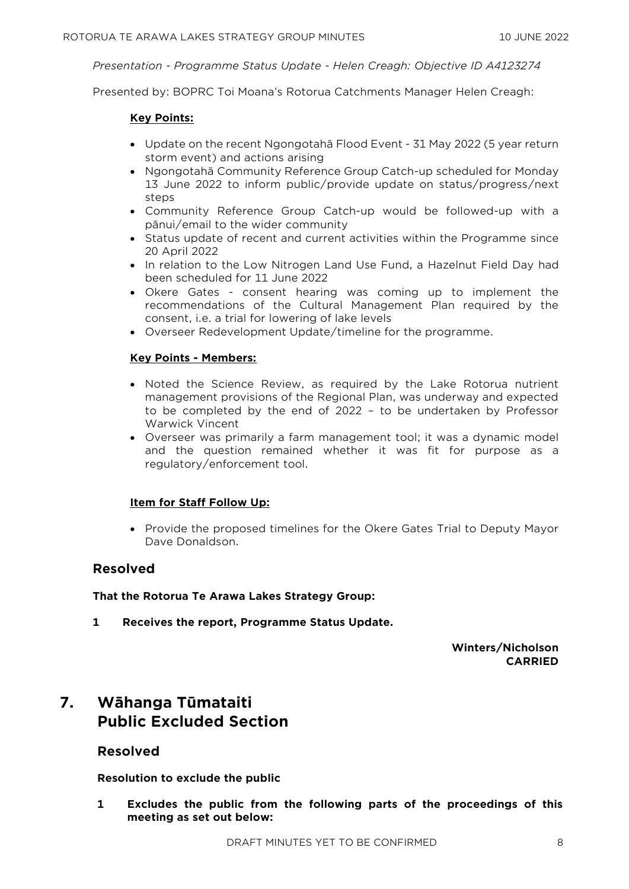*Presentation - Programme Status Update - Helen Creagh: Objective ID A4123274*

Presented by: BOPRC Toi Moana's Rotorua Catchments Manager Helen Creagh:

**Key Points:**

- Update on the recent Ngongotahā Flood Event - 31 May 2022 (5 year return storm event) and actions arising
- Ngongotahā Community Reference Group Catch-up scheduled for Monday 13 June 2022 to inform public/provide update on status/progress/next steps
- Community Reference Group Catch-up would be followed-up with a pānui/email to the wider community
- Status update of recent and current activities within the Programme since 20 April 2022
- In relation to the Low Nitrogen Land Use Fund, a Hazelnut Field Day had been scheduled for 11 June 2022
- Okere Gates - consent hearing was coming up to implement the recommendations of the Cultural Management Plan required by the consent, i.e. a trial for lowering of lake levels
- Overseer Redevelopment Update/timeline for the programme.

**Key Points - Members:**

- Noted the Science Review, as required by the Lake Rotorua nutrient management provisions of the Regional Plan, was underway and expected to be completed by the end of 2022 – to be undertaken by Professor Warwick Vincent
- Overseer was primarily a farm management tool; it was a dynamic model and the question remained whether it was fit for purpose as a regulatory/enforcement tool.

**Item for Staff Follow Up:**

- Provide the proposed timelines for the Okere Gates Trial to Deputy Mayor Dave Donaldson.

### Resolved

**That the Rotorua Te Arawa Lakes Strategy Group:**

**1 Receives the report, Programme Status Update.**

**Winters/Nicholson**
**CARRIED**

## 7. Wāhanga Tūmataiti Public Excluded Section

### Resolved

**Resolution to exclude the public**

**1 Excludes the public from the following parts of the proceedings of this meeting as set out below:**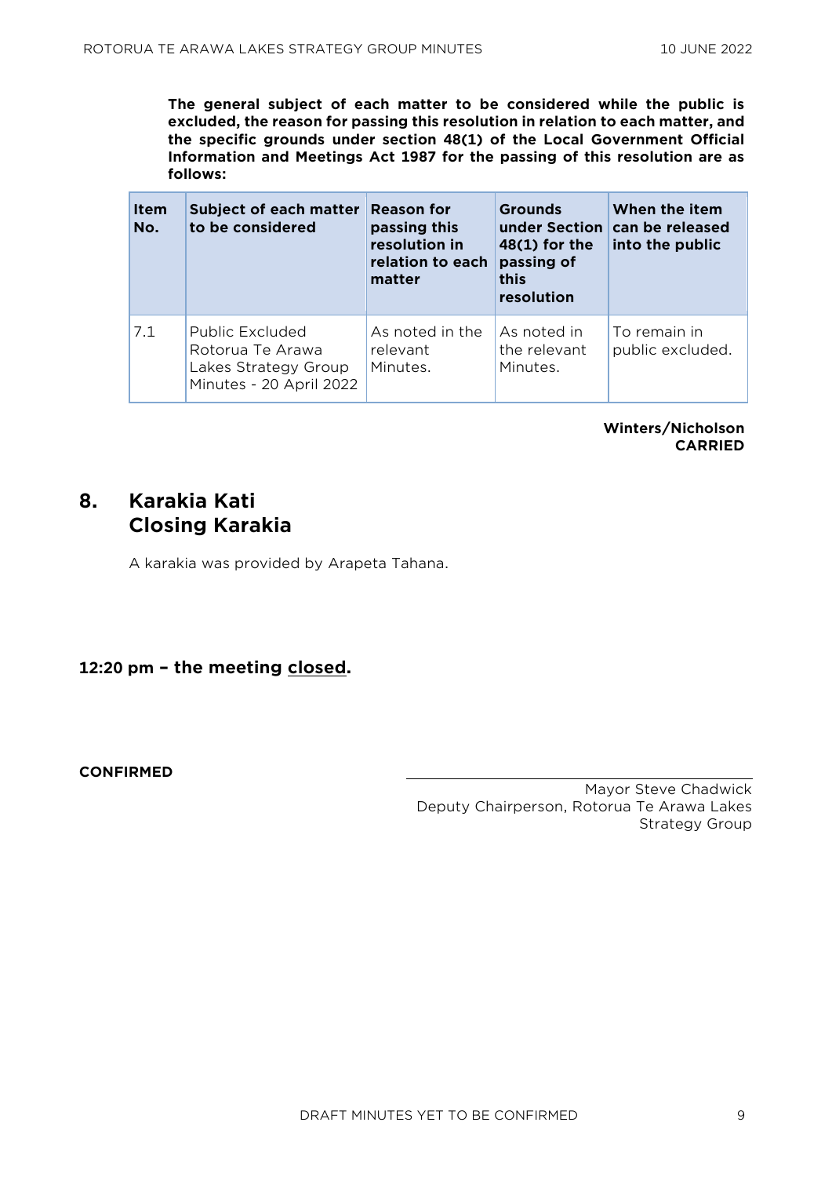**The general subject of each matter to be considered while the public is excluded, the reason for passing this resolution in relation to each matter, and the specific grounds under section 48(1) of the Local Government Official Information and Meetings Act 1987 for the passing of this resolution are as follows:**

| Item No. | Subject of each matter to be considered | Reason for passing this resolution in relation to each matter | Grounds under Section 48(1) for the passing of this resolution | When the item can be released into the public |
|---|---|---|---|---|
| 7.1 | Public Excluded Rotorua Te Arawa Lakes Strategy Group Minutes - 20 April 2022 | As noted in the relevant Minutes. | As noted in the relevant Minutes. | To remain in public excluded. |

**Winters/Nicholson**
**CARRIED**

## 8. Karakia Kati
## Closing Karakia

A karakia was provided by Arapeta Tahana.

**12:20 pm – the meeting closed.**

**CONFIRMED**

Mayor Steve Chadwick
Deputy Chairperson, Rotorua Te Arawa Lakes Strategy Group

DRAFT MINUTES YET TO BE CONFIRMED